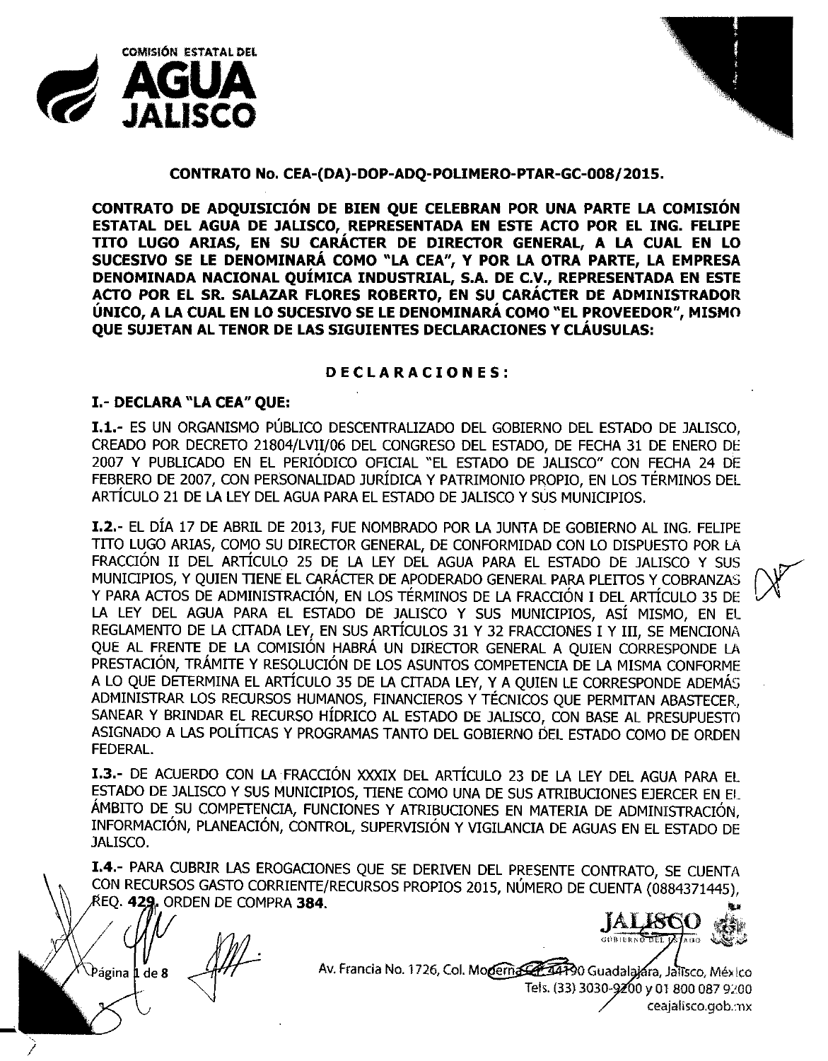**CONTRATO No. CEA-(DA)-DOP-ADQ-POLIMERO-PTAR-GC-008/2015.**

**CONTRATO DE ADQUISICIÓN DE BIEN QUE CELEBRAN POR UNA PARTE LA COMISIÓN ESTATAL DEL AGUA DE JALISCO, REPRESENTADA EN ESTE ACTO POR EL ING. FELIPE TITO LUGO ARIAS, EN SU CARÁCTER DE DIRECTOR GENERAL, A LA CUAL EN LO SUCESIVO SE LE DENOMINARÁ COMO "LA CEA", Y POR LA OTRA PARTE, LA EMPRESA DENOMINADA NACIONAL QUÍMICA INDUSTRIAL, S.A. DE C.V., REPRESENTADA EN ESTE ACTO POR EL SR. SALAZAR FLORES ROBERTO, EN SU CARÁCTER DE ADMINISTRADOR ÚNICO, A LA CUAL EN LO SUCESIVO SE LE DENOMINARÁ COMO "EL PROVEEDOR", MISMO QUE SUJETAN AL TENOR DE LAS SIGUIENTES DECLARACIONES Y CLÁUSULAS:**

## DECLARACIONES:

### I.- DECLARA "LA CEA" QUE:

**I.1.-** ES UN ORGANISMO PÚBLICO DESCENTRALIZADO DEL GOBIERNO DEL ESTADO DE JALISCO, CREADO POR DECRETO 21804/LVII/06 DEL CONGRESO DEL ESTADO, DE FECHA 31 DE ENERO DE 2007 Y PUBLICADO EN EL PERIÓDICO OFICIAL "EL ESTADO DE JALISCO" CON FECHA 24 DE FEBRERO DE 2007, CON PERSONALIDAD JURÍDICA Y PATRIMONIO PROPIO, EN LOS TÉRMINOS DEL ARTÍCULO 21 DE LA LEY DEL AGUA PARA EL ESTADO DE JALISCO Y SUS MUNICIPIOS.

**I.2.-** EL DÍA 17 DE ABRIL DE 2013, FUE NOMBRADO POR LA JUNTA DE GOBIERNO AL ING. FELIPE TITO LUGO ARIAS, COMO SU DIRECTOR GENERAL, DE CONFORMIDAD CON LO DISPUESTO POR LA FRACCIÓN II DEL ARTÍCULO 25 DE LA LEY DEL AGUA PARA EL ESTADO DE JALISCO Y SUS MUNICIPIOS, Y QUIEN TIENE EL CARÁCTER DE APODERADO GENERAL PARA PLEITOS Y COBRANZAS Y PARA ACTOS DE ADMINISTRACIÓN, EN LOS TÉRMINOS DE LA FRACCIÓN I DEL ARTÍCULO 35 DE LA LEY DEL AGUA PARA EL ESTADO DE JALISCO Y SUS MUNICIPIOS, ASÍ MISMO, EN EL REGLAMENTO DE LA CITADA LEY, EN SUS ARTÍCULOS 31 Y 32 FRACCIONES I Y III, SE MENCIONA QUE AL FRENTE DE LA COMISIÓN HABRÁ UN DIRECTOR GENERAL A QUIEN CORRESPONDE LA PRESTACIÓN, TRÁMITE Y RESOLUCIÓN DE LOS ASUNTOS COMPETENCIA DE LA MISMA CONFORME A LO QUE DETERMINA EL ARTÍCULO 35 DE LA CITADA LEY, Y A QUIEN LE CORRESPONDE ADEMÁS ADMINISTRAR LOS RECURSOS HUMANOS, FINANCIEROS Y TÉCNICOS QUE PERMITAN ABASTECER, SANEAR Y BRINDAR EL RECURSO HÍDRICO AL ESTADO DE JALISCO, CON BASE AL PRESUPUESTO ASIGNADO A LAS POLÍTICAS Y PROGRAMAS TANTO DEL GOBIERNO DEL ESTADO COMO DE ORDEN FEDERAL.

**I.3.-** DE ACUERDO CON LA FRACCIÓN XXXIX DEL ARTÍCULO 23 DE LA LEY DEL AGUA PARA EL ESTADO DE JALISCO Y SUS MUNICIPIOS, TIENE COMO UNA DE SUS ATRIBUCIONES EJERCER EN EL ÁMBITO DE SU COMPETENCIA, FUNCIONES Y ATRIBUCIONES EN MATERIA DE ADMINISTRACIÓN, INFORMACIÓN, PLANEACIÓN, CONTROL, SUPERVISIÓN Y VIGILANCIA DE AGUAS EN EL ESTADO DE JALISCO.

**I.4.-** PARA CUBRIR LAS EROGACIONES QUE SE DERIVEN DEL PRESENTE CONTRATO, SE CUENTA CON RECURSOS GASTO CORRIENTE/RECURSOS PROPIOS 2015, NÚMERO DE CUENTA (0884371445), REQ. **429**, ORDEN DE COMPRA **384**.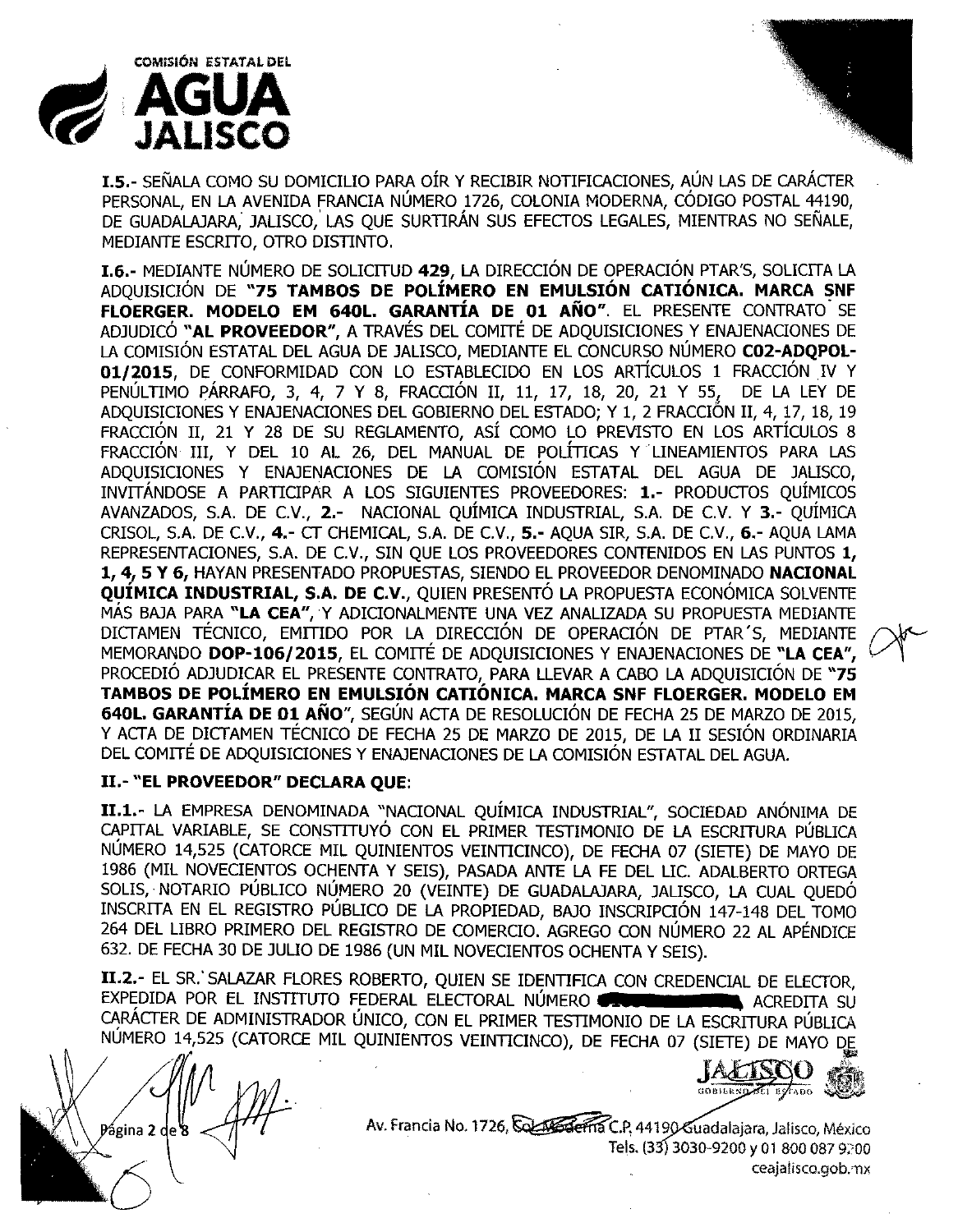**I.5.-** SEÑALA COMO SU DOMICILIO PARA OÍR Y RECIBIR NOTIFICACIONES, AÚN LAS DE CARÁCTER PERSONAL, EN LA AVENIDA FRANCIA NÚMERO 1726, COLONIA MODERNA, CÓDIGO POSTAL 44190, DE GUADALAJARA, JALISCO, LAS QUE SURTIRÁN SUS EFECTOS LEGALES, MIENTRAS NO SEÑALE, MEDIANTE ESCRITO, OTRO DISTINTO.

**I.6.-** MEDIANTE NÚMERO DE SOLICITUD **429**, LA DIRECCIÓN DE OPERACIÓN PTAR'S, SOLICITA LA ADQUISICIÓN DE **"75 TAMBOS DE POLÍMERO EN EMULSIÓN CATIÓNICA. MARCA SNF FLOERGER. MODELO EM 640L. GARANTÍA DE 01 AÑO"**. EL PRESENTE CONTRATO SE ADJUDICÓ **"AL PROVEEDOR"**, A TRAVÉS DEL COMITÉ DE ADQUISICIONES Y ENAJENACIONES DE LA COMISIÓN ESTATAL DEL AGUA DE JALISCO, MEDIANTE EL CONCURSO NÚMERO **C02-ADQPOL-01/2015**, DE CONFORMIDAD CON LO ESTABLECIDO EN LOS ARTÍCULOS 1 FRACCIÓN IV Y PENÚLTIMO PÁRRAFO, 3, 4, 7 Y 8, FRACCIÓN II, 11, 17, 18, 20, 21 Y 55, DE LA LEY DE ADQUISICIONES Y ENAJENACIONES DEL GOBIERNO DEL ESTADO; Y 1, 2 FRACCIÓN II, 4, 17, 18, 19 FRACCIÓN II, 21 Y 28 DE SU REGLAMENTO, ASÍ COMO LO PREVISTO EN LOS ARTÍCULOS 8 FRACCIÓN III, Y DEL 10 AL 26, DEL MANUAL DE POLÍTICAS Y LINEAMIENTOS PARA LAS ADQUISICIONES Y ENAJENACIONES DE LA COMISIÓN ESTATAL DEL AGUA DE JALISCO, INVITÁNDOSE A PARTICIPAR A LOS SIGUIENTES PROVEEDORES: **1.-** PRODUCTOS QUÍMICOS AVANZADOS, S.A. DE C.V., **2.-** NACIONAL QUÍMICA INDUSTRIAL, S.A. DE C.V. Y **3.-** QUÍMICA CRISOL, S.A. DE C.V., **4.-** CT CHEMICAL, S.A. DE C.V., **5.-** AQUA SIR, S.A. DE C.V., **6.-** AQUA LAMA REPRESENTACIONES, S.A. DE C.V., SIN QUE LOS PROVEEDORES CONTENIDOS EN LAS PUNTOS **1, 1, 4, 5 Y 6,** HAYAN PRESENTADO PROPUESTAS, SIENDO EL PROVEEDOR DENOMINADO **NACIONAL QUÍMICA INDUSTRIAL, S.A. DE C.V.**, QUIEN PRESENTÓ LA PROPUESTA ECONÓMICA SOLVENTE MÁS BAJA PARA **"LA CEA"**, Y ADICIONALMENTE UNA VEZ ANALIZADA SU PROPUESTA MEDIANTE DICTAMEN TÉCNICO, EMITIDO POR LA DIRECCIÓN DE OPERACIÓN DE PTAR´S, MEDIANTE MEMORANDO **DOP-106/2015**, EL COMITÉ DE ADQUISICIONES Y ENAJENACIONES DE **"LA CEA"**, PROCEDIÓ ADJUDICAR EL PRESENTE CONTRATO, PARA LLEVAR A CABO LA ADQUISICIÓN DE **"75 TAMBOS DE POLÍMERO EN EMULSIÓN CATIÓNICA. MARCA SNF FLOERGER. MODELO EM 640L. GARANTÍA DE 01 AÑO"**, SEGÚN ACTA DE RESOLUCIÓN DE FECHA 25 DE MARZO DE 2015, Y ACTA DE DICTAMEN TÉCNICO DE FECHA 25 DE MARZO DE 2015, DE LA II SESIÓN ORDINARIA DEL COMITÉ DE ADQUISICIONES Y ENAJENACIONES DE LA COMISIÓN ESTATAL DEL AGUA.

**II.- "EL PROVEEDOR" DECLARA QUE:**

**II.1.-** LA EMPRESA DENOMINADA "NACIONAL QUÍMICA INDUSTRIAL", SOCIEDAD ANÓNIMA DE CAPITAL VARIABLE, SE CONSTITUYÓ CON EL PRIMER TESTIMONIO DE LA ESCRITURA PÚBLICA NÚMERO 14,525 (CATORCE MIL QUINIENTOS VEINTICINCO), DE FECHA 07 (SIETE) DE MAYO DE 1986 (MIL NOVECIENTOS OCHENTA Y SEIS), PASADA ANTE LA FE DEL LIC. ADALBERTO ORTEGA SOLIS, NOTARIO PÚBLICO NÚMERO 20 (VEINTE) DE GUADALAJARA, JALISCO, LA CUAL QUEDÓ INSCRITA EN EL REGISTRO PÚBLICO DE LA PROPIEDAD, BAJO INSCRIPCIÓN 147-148 DEL TOMO 264 DEL LIBRO PRIMERO DEL REGISTRO DE COMERCIO. AGREGO CON NÚMERO 22 AL APÉNDICE 632. DE FECHA 30 DE JULIO DE 1986 (UN MIL NOVECIENTOS OCHENTA Y SEIS).

**II.2.-** EL SR. SALAZAR FLORES ROBERTO, QUIEN SE IDENTIFICA CON CREDENCIAL DE ELECTOR, EXPEDIDA POR EL INSTITUTO FEDERAL ELECTORAL NÚMERO [REDACTED], ACREDITA SU CARÁCTER DE ADMINISTRADOR ÚNICO, CON EL PRIMER TESTIMONIO DE LA ESCRITURA PÚBLICA NÚMERO 14,525 (CATORCE MIL QUINIENTOS VEINTICINCO), DE FECHA 07 (SIETE) DE MAYO DE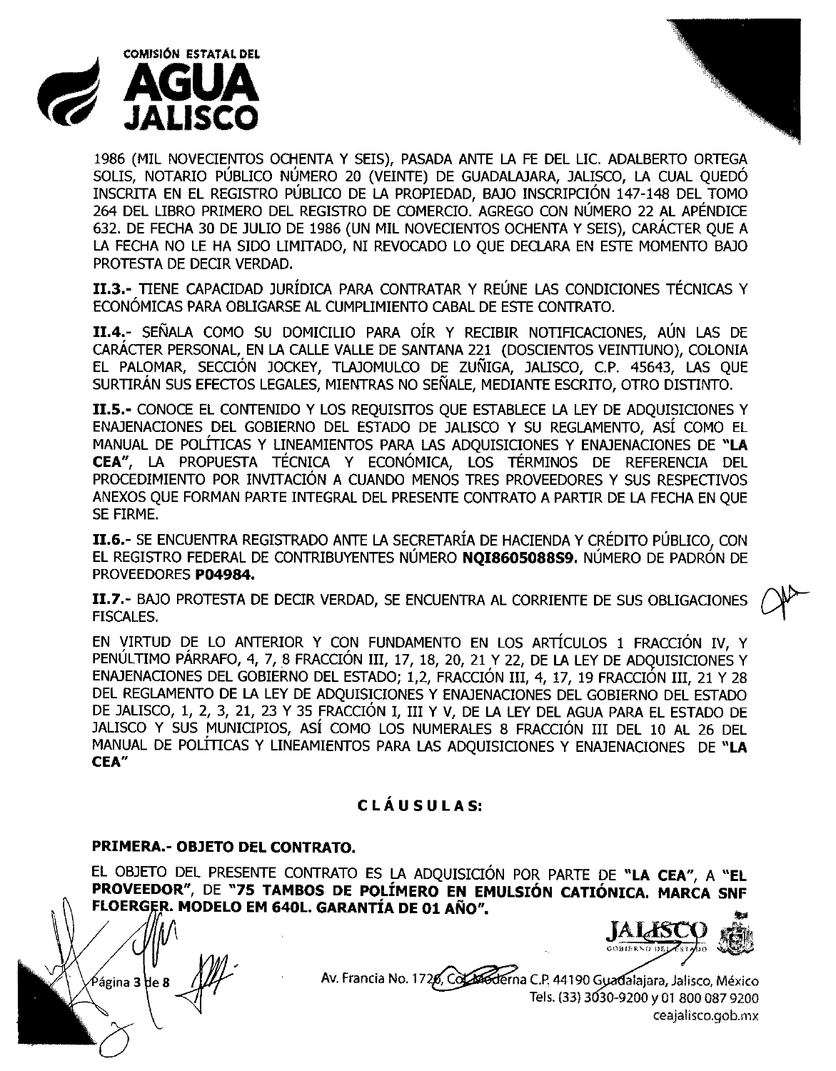1986 (MIL NOVECIENTOS OCHENTA Y SEIS), PASADA ANTE LA FE DEL LIC. ADALBERTO ORTEGA SOLIS, NOTARIO PÚBLICO NÚMERO 20 (VEINTE) DE GUADALAJARA, JALISCO, LA CUAL QUEDÓ INSCRITA EN EL REGISTRO PÚBLICO DE LA PROPIEDAD, BAJO INSCRIPCIÓN 147-148 DEL TOMO 264 DEL LIBRO PRIMERO DEL REGISTRO DE COMERCIO. AGREGO CON NÚMERO 22 AL APÉNDICE 632. DE FECHA 30 DE JULIO DE 1986 (UN MIL NOVECIENTOS OCHENTA Y SEIS), CARÁCTER QUE A LA FECHA NO LE HA SIDO LIMITADO, NI REVOCADO LO QUE DECLARA EN ESTE MOMENTO BAJO PROTESTA DE DECIR VERDAD.

**II.3.-** TIENE CAPACIDAD JURÍDICA PARA CONTRATAR Y REÚNE LAS CONDICIONES TÉCNICAS Y ECONÓMICAS PARA OBLIGARSE AL CUMPLIMIENTO CABAL DE ESTE CONTRATO.

**II.4.-** SEÑALA COMO SU DOMICILIO PARA OÍR Y RECIBIR NOTIFICACIONES, AÚN LAS DE CARÁCTER PERSONAL, EN LA CALLE VALLE DE SANTANA 221 (DOSCIENTOS VEINTIUNO), COLONIA EL PALOMAR, SECCIÓN JOCKEY, TLAJOMULCO DE ZUÑIGA, JALISCO, C.P. 45643, LAS QUE SURTIRÁN SUS EFECTOS LEGALES, MIENTRAS NO SEÑALE, MEDIANTE ESCRITO, OTRO DISTINTO.

**II.5.-** CONOCE EL CONTENIDO Y LOS REQUISITOS QUE ESTABLECE LA LEY DE ADQUISICIONES Y ENAJENACIONES DEL GOBIERNO DEL ESTADO DE JALISCO Y SU REGLAMENTO, ASÍ COMO EL MANUAL DE POLÍTICAS Y LINEAMIENTOS PARA LAS ADQUISICIONES Y ENAJENACIONES DE **"LA CEA"**, LA PROPUESTA TÉCNICA Y ECONÓMICA, LOS TÉRMINOS DE REFERENCIA DEL PROCEDIMIENTO POR INVITACIÓN A CUANDO MENOS TRES PROVEEDORES Y SUS RESPECTIVOS ANEXOS QUE FORMAN PARTE INTEGRAL DEL PRESENTE CONTRATO A PARTIR DE LA FECHA EN QUE SE FIRME.

**II.6.-** SE ENCUENTRA REGISTRADO ANTE LA SECRETARÍA DE HACIENDA Y CRÉDITO PÚBLICO, CON EL REGISTRO FEDERAL DE CONTRIBUYENTES NÚMERO **NQI8605088S9.** NÚMERO DE PADRÓN DE PROVEEDORES **P04984.**

**II.7.-** BAJO PROTESTA DE DECIR VERDAD, SE ENCUENTRA AL CORRIENTE DE SUS OBLIGACIONES FISCALES.

EN VIRTUD DE LO ANTERIOR Y CON FUNDAMENTO EN LOS ARTÍCULOS 1 FRACCIÓN IV, Y PENÚLTIMO PÁRRAFO, 4, 7, 8 FRACCIÓN III, 17, 18, 20, 21 Y 22, DE LA LEY DE ADQUISICIONES Y ENAJENACIONES DEL GOBIERNO DEL ESTADO; 1,2, FRACCIÓN III, 4, 17, 19 FRACCIÓN III, 21 Y 28 DEL REGLAMENTO DE LA LEY DE ADQUISICIONES Y ENAJENACIONES DEL GOBIERNO DEL ESTADO DE JALISCO, 1, 2, 3, 21, 23 Y 35 FRACCIÓN I, III Y V, DE LA LEY DEL AGUA PARA EL ESTADO DE JALISCO Y SUS MUNICIPIOS, ASÍ COMO LOS NUMERALES 8 FRACCIÓN III DEL 10 AL 26 DEL MANUAL DE POLÍTICAS Y LINEAMIENTOS PARA LAS ADQUISICIONES Y ENAJENACIONES DE **"LA CEA"**

## C L Á U S U L A S:

**PRIMERA.- OBJETO DEL CONTRATO.**

EL OBJETO DEL PRESENTE CONTRATO ES LA ADQUISICIÓN POR PARTE DE **"LA CEA"**, A **"EL PROVEEDOR"**, DE **"75 TAMBOS DE POLÍMERO EN EMULSIÓN CATIÓNICA. MARCA SNF FLOERGER. MODELO EM 640L. GARANTÍA DE 01 AÑO".**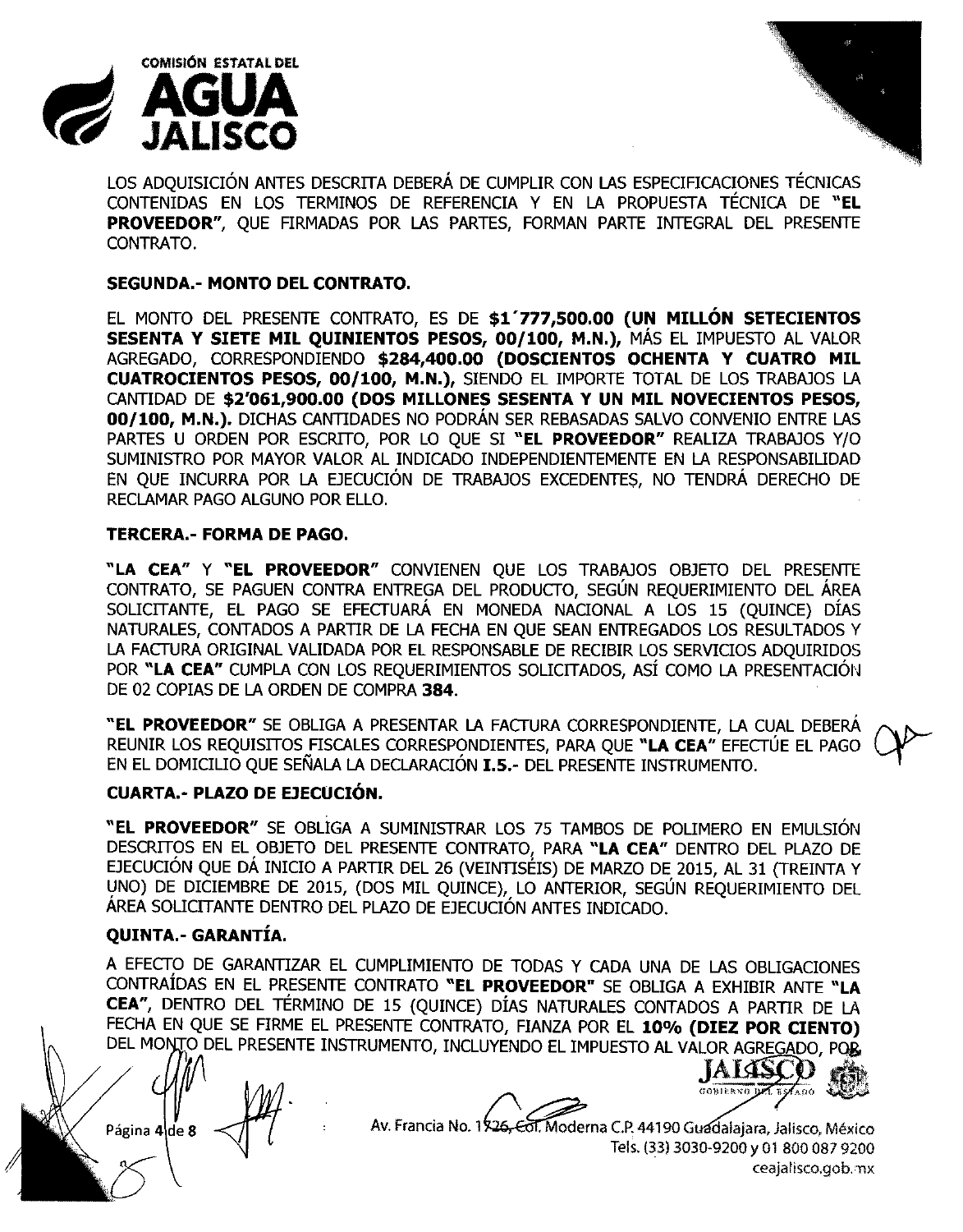LOS ADQUISICIÓN ANTES DESCRITA DEBERÁ DE CUMPLIR CON LAS ESPECIFICACIONES TÉCNICAS CONTENIDAS EN LOS TERMINOS DE REFERENCIA Y EN LA PROPUESTA TÉCNICA DE **"EL PROVEEDOR"**, QUE FIRMADAS POR LAS PARTES, FORMAN PARTE INTEGRAL DEL PRESENTE CONTRATO.

**SEGUNDA.- MONTO DEL CONTRATO.**

EL MONTO DEL PRESENTE CONTRATO, ES DE **$1´777,500.00 (UN MILLÓN SETECIENTOS SESENTA Y SIETE MIL QUINIENTOS PESOS, 00/100, M.N.),** MÁS EL IMPUESTO AL VALOR AGREGADO, CORRESPONDIENDO **$284,400.00 (DOSCIENTOS OCHENTA Y CUATRO MIL CUATROCIENTOS PESOS, 00/100, M.N.),** SIENDO EL IMPORTE TOTAL DE LOS TRABAJOS LA CANTIDAD DE **$2'061,900.00 (DOS MILLONES SESENTA Y UN MIL NOVECIENTOS PESOS, 00/100, M.N.).** DICHAS CANTIDADES NO PODRÁN SER REBASADAS SALVO CONVENIO ENTRE LAS PARTES U ORDEN POR ESCRITO, POR LO QUE SI **"EL PROVEEDOR"** REALIZA TRABAJOS Y/O SUMINISTRO POR MAYOR VALOR AL INDICADO INDEPENDIENTEMENTE EN LA RESPONSABILIDAD EN QUE INCURRA POR LA EJECUCIÓN DE TRABAJOS EXCEDENTES, NO TENDRÁ DERECHO DE RECLAMAR PAGO ALGUNO POR ELLO.

**TERCERA.- FORMA DE PAGO.**

**"LA CEA"** Y **"EL PROVEEDOR"** CONVIENEN QUE LOS TRABAJOS OBJETO DEL PRESENTE CONTRATO, SE PAGUEN CONTRA ENTREGA DEL PRODUCTO, SEGÚN REQUERIMIENTO DEL ÁREA SOLICITANTE, EL PAGO SE EFECTUARÁ EN MONEDA NACIONAL A LOS 15 (QUINCE) DÍAS NATURALES, CONTADOS A PARTIR DE LA FECHA EN QUE SEAN ENTREGADOS LOS RESULTADOS Y LA FACTURA ORIGINAL VALIDADA POR EL RESPONSABLE DE RECIBIR LOS SERVICIOS ADQUIRIDOS POR **"LA CEA"** CUMPLA CON LOS REQUERIMIENTOS SOLICITADOS, ASÍ COMO LA PRESENTACIÓN DE 02 COPIAS DE LA ORDEN DE COMPRA **384**.

**"EL PROVEEDOR"** SE OBLIGA A PRESENTAR LA FACTURA CORRESPONDIENTE, LA CUAL DEBERÁ REUNIR LOS REQUISITOS FISCALES CORRESPONDIENTES, PARA QUE **"LA CEA"** EFECTÚE EL PAGO EN EL DOMICILIO QUE SEÑALA LA DECLARACIÓN **I.5.-** DEL PRESENTE INSTRUMENTO.

**CUARTA.- PLAZO DE EJECUCIÓN.**

**"EL PROVEEDOR"** SE OBLIGA A SUMINISTRAR LOS 75 TAMBOS DE POLIMERO EN EMULSIÓN DESCRITOS EN EL OBJETO DEL PRESENTE CONTRATO, PARA **"LA CEA"** DENTRO DEL PLAZO DE EJECUCIÓN QUE DÁ INICIO A PARTIR DEL 26 (VEINTISÉIS) DE MARZO DE 2015, AL 31 (TREINTA Y UNO) DE DICIEMBRE DE 2015, (DOS MIL QUINCE), LO ANTERIOR, SEGÚN REQUERIMIENTO DEL ÁREA SOLICITANTE DENTRO DEL PLAZO DE EJECUCIÓN ANTES INDICADO.

**QUINTA.- GARANTÍA.**

A EFECTO DE GARANTIZAR EL CUMPLIMIENTO DE TODAS Y CADA UNA DE LAS OBLIGACIONES CONTRAÍDAS EN EL PRESENTE CONTRATO **"EL PROVEEDOR"** SE OBLIGA A EXHIBIR ANTE **"LA CEA"**, DENTRO DEL TÉRMINO DE 15 (QUINCE) DÍAS NATURALES CONTADOS A PARTIR DE LA FECHA EN QUE SE FIRME EL PRESENTE CONTRATO, FIANZA POR EL **10% (DIEZ POR CIENTO)** DEL MONTO DEL PRESENTE INSTRUMENTO, INCLUYENDO EL IMPUESTO AL VALOR AGREGADO, POR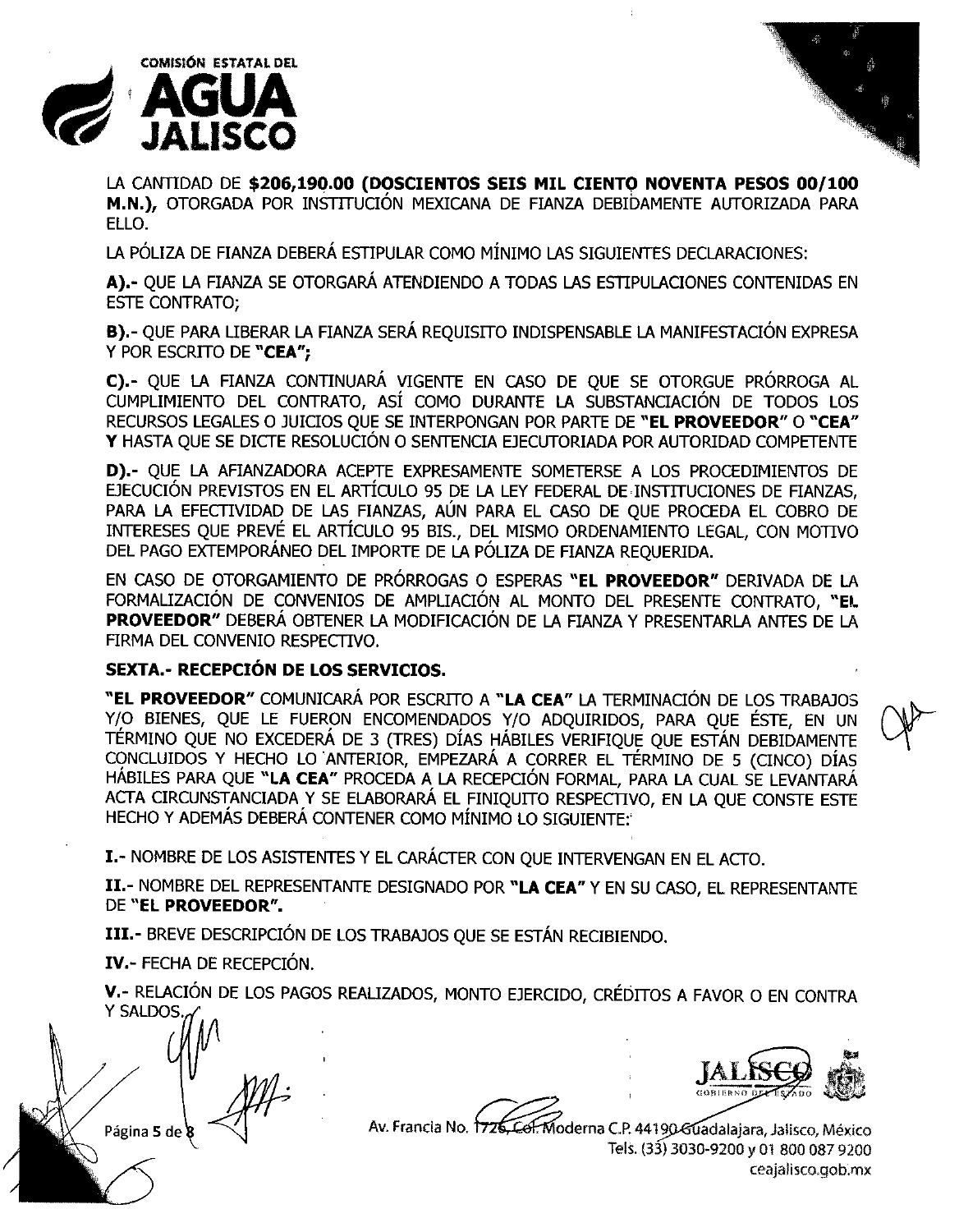LA CANTIDAD DE **$206,190.00 (DOSCIENTOS SEIS MIL CIENTO NOVENTA PESOS 00/100 M.N.)**, OTORGADA POR INSTITUCIÓN MEXICANA DE FIANZA DEBIDAMENTE AUTORIZADA PARA ELLO.

LA PÓLIZA DE FIANZA DEBERÁ ESTIPULAR COMO MÍNIMO LAS SIGUIENTES DECLARACIONES:

**A).-** QUE LA FIANZA SE OTORGARÁ ATENDIENDO A TODAS LAS ESTIPULACIONES CONTENIDAS EN ESTE CONTRATO;

**B).-** QUE PARA LIBERAR LA FIANZA SERÁ REQUISITO INDISPENSABLE LA MANIFESTACIÓN EXPRESA Y POR ESCRITO DE **"CEA";**

**C).-** QUE LA FIANZA CONTINUARÁ VIGENTE EN CASO DE QUE SE OTORGUE PRÓRROGA AL CUMPLIMIENTO DEL CONTRATO, ASÍ COMO DURANTE LA SUBSTANCIACIÓN DE TODOS LOS RECURSOS LEGALES O JUICIOS QUE SE INTERPONGAN POR PARTE DE **"EL PROVEEDOR"** O **"CEA" Y** HASTA QUE SE DICTE RESOLUCIÓN O SENTENCIA EJECUTORIADA POR AUTORIDAD COMPETENTE

**D).-** QUE LA AFIANZADORA ACEPTE EXPRESAMENTE SOMETERSE A LOS PROCEDIMIENTOS DE EJECUCIÓN PREVISTOS EN EL ARTÍCULO 95 DE LA LEY FEDERAL DE INSTITUCIONES DE FIANZAS, PARA LA EFECTIVIDAD DE LAS FIANZAS, AÚN PARA EL CASO DE QUE PROCEDA EL COBRO DE INTERESES QUE PREVÉ EL ARTÍCULO 95 BIS., DEL MISMO ORDENAMIENTO LEGAL, CON MOTIVO DEL PAGO EXTEMPORÁNEO DEL IMPORTE DE LA PÓLIZA DE FIANZA REQUERIDA.

EN CASO DE OTORGAMIENTO DE PRÓRROGAS O ESPERAS **"EL PROVEEDOR"** DERIVADA DE LA FORMALIZACIÓN DE CONVENIOS DE AMPLIACIÓN AL MONTO DEL PRESENTE CONTRATO, **"EL PROVEEDOR"** DEBERÁ OBTENER LA MODIFICACIÓN DE LA FIANZA Y PRESENTARLA ANTES DE LA FIRMA DEL CONVENIO RESPECTIVO.

**SEXTA.- RECEPCIÓN DE LOS SERVICIOS.**

**"EL PROVEEDOR"** COMUNICARÁ POR ESCRITO A **"LA CEA"** LA TERMINACIÓN DE LOS TRABAJOS Y/O BIENES, QUE LE FUERON ENCOMENDADOS Y/O ADQUIRIDOS, PARA QUE ÉSTE, EN UN TÉRMINO QUE NO EXCEDERÁ DE 3 (TRES) DÍAS HÁBILES VERIFIQUE QUE ESTÁN DEBIDAMENTE CONCLUIDOS Y HECHO LO ANTERIOR, EMPEZARÁ A CORRER EL TÉRMINO DE 5 (CINCO) DÍAS HÁBILES PARA QUE **"LA CEA"** PROCEDA A LA RECEPCIÓN FORMAL, PARA LA CUAL SE LEVANTARÁ ACTA CIRCUNSTANCIADA Y SE ELABORARÁ EL FINIQUITO RESPECTIVO, EN LA QUE CONSTE ESTE HECHO Y ADEMÁS DEBERÁ CONTENER COMO MÍNIMO LO SIGUIENTE:

**I.-** NOMBRE DE LOS ASISTENTES Y EL CARÁCTER CON QUE INTERVENGAN EN EL ACTO.

**II.-** NOMBRE DEL REPRESENTANTE DESIGNADO POR **"LA CEA"** Y EN SU CASO, EL REPRESENTANTE DE **"EL PROVEEDOR".**

**III.-** BREVE DESCRIPCIÓN DE LOS TRABAJOS QUE SE ESTÁN RECIBIENDO.

**IV.-** FECHA DE RECEPCIÓN.

**V.-** RELACIÓN DE LOS PAGOS REALIZADOS, MONTO EJERCIDO, CRÉDITOS A FAVOR O EN CONTRA Y SALDOS.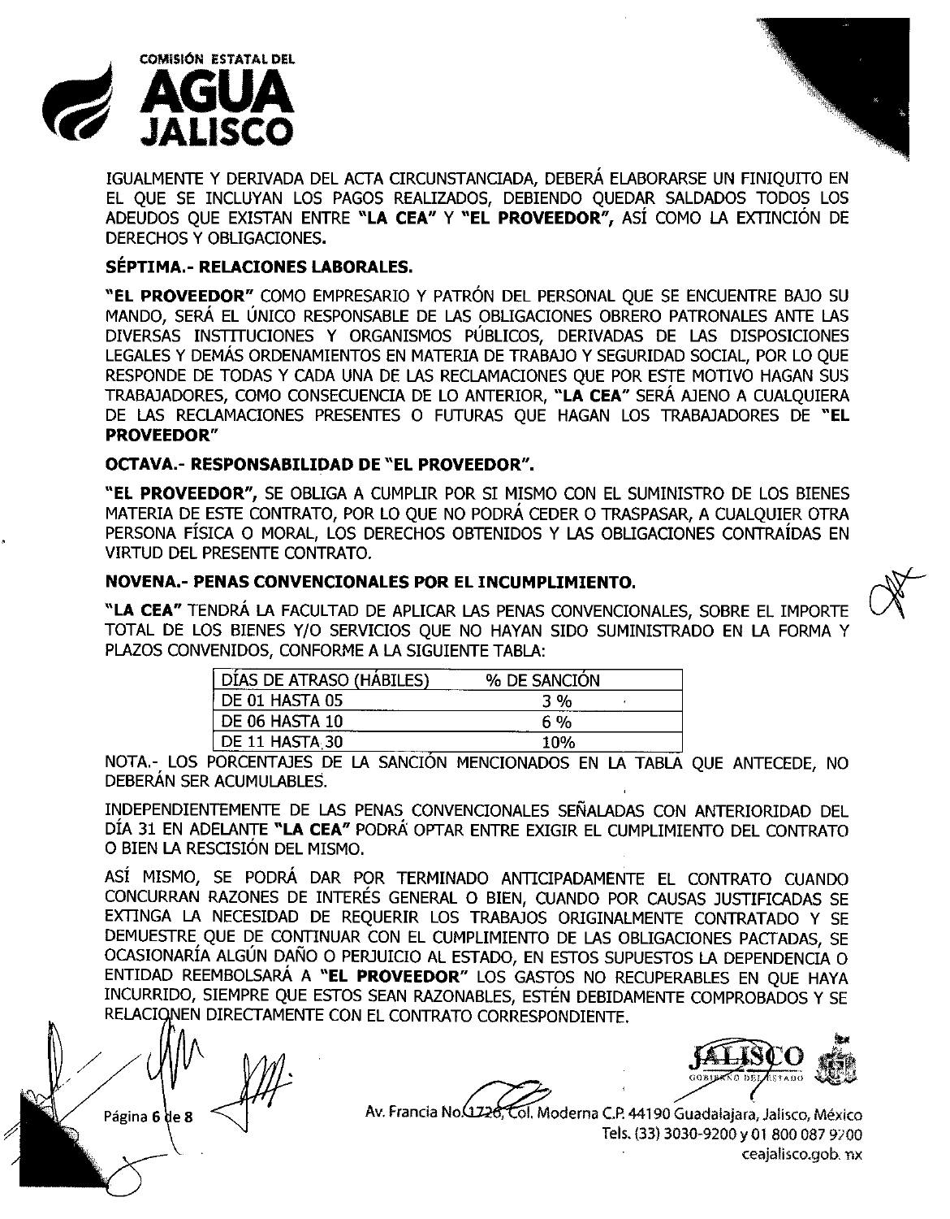IGUALMENTE Y DERIVADA DEL ACTA CIRCUNSTANCIADA, DEBERÁ ELABORARSE UN FINIQUITO EN EL QUE SE INCLUYAN LOS PAGOS REALIZADOS, DEBIENDO QUEDAR SALDADOS TODOS LOS ADEUDOS QUE EXISTAN ENTRE **"LA CEA"** Y **"EL PROVEEDOR"**, ASÍ COMO LA EXTINCIÓN DE DERECHOS Y OBLIGACIONES.

**SÉPTIMA.- RELACIONES LABORALES.**

**"EL PROVEEDOR"** COMO EMPRESARIO Y PATRÓN DEL PERSONAL QUE SE ENCUENTRE BAJO SU MANDO, SERÁ EL ÚNICO RESPONSABLE DE LAS OBLIGACIONES OBRERO PATRONALES ANTE LAS DIVERSAS INSTITUCIONES Y ORGANISMOS PÚBLICOS, DERIVADAS DE LAS DISPOSICIONES LEGALES Y DEMÁS ORDENAMIENTOS EN MATERIA DE TRABAJO Y SEGURIDAD SOCIAL, POR LO QUE RESPONDE DE TODAS Y CADA UNA DE LAS RECLAMACIONES QUE POR ESTE MOTIVO HAGAN SUS TRABAJADORES, COMO CONSECUENCIA DE LO ANTERIOR, **"LA CEA"** SERÁ AJENO A CUALQUIERA DE LAS RECLAMACIONES PRESENTES O FUTURAS QUE HAGAN LOS TRABAJADORES DE **"EL PROVEEDOR"**

**OCTAVA.- RESPONSABILIDAD DE "EL PROVEEDOR".**

**"EL PROVEEDOR"**, SE OBLIGA A CUMPLIR POR SI MISMO CON EL SUMINISTRO DE LOS BIENES MATERIA DE ESTE CONTRATO, POR LO QUE NO PODRÁ CEDER O TRASPASAR, A CUALQUIER OTRA PERSONA FÍSICA O MORAL, LOS DERECHOS OBTENIDOS Y LAS OBLIGACIONES CONTRAÍDAS EN VIRTUD DEL PRESENTE CONTRATO.

**NOVENA.- PENAS CONVENCIONALES POR EL INCUMPLIMIENTO.**

**"LA CEA"** TENDRÁ LA FACULTAD DE APLICAR LAS PENAS CONVENCIONALES, SOBRE EL IMPORTE TOTAL DE LOS BIENES Y/O SERVICIOS QUE NO HAYAN SIDO SUMINISTRADO EN LA FORMA Y PLAZOS CONVENIDOS, CONFORME A LA SIGUIENTE TABLA:

| DÍAS DE ATRASO (HÁBILES) | % DE SANCIÓN |
|---|---|
| DE 01 HASTA 05 | 3 % |
| DE 06 HASTA 10 | 6 % |
| DE 11 HASTA 30 | 10% |

NOTA.- LOS PORCENTAJES DE LA SANCIÓN MENCIONADOS EN LA TABLA QUE ANTECEDE, NO DEBERÁN SER ACUMULABLES.

INDEPENDIENTEMENTE DE LAS PENAS CONVENCIONALES SEÑALADAS CON ANTERIORIDAD DEL DÍA 31 EN ADELANTE **"LA CEA"** PODRÁ OPTAR ENTRE EXIGIR EL CUMPLIMIENTO DEL CONTRATO O BIEN LA RESCISIÓN DEL MISMO.

ASÍ MISMO, SE PODRÁ DAR POR TERMINADO ANTICIPADAMENTE EL CONTRATO CUANDO CONCURRAN RAZONES DE INTERÉS GENERAL O BIEN, CUANDO POR CAUSAS JUSTIFICADAS SE EXTINGA LA NECESIDAD DE REQUERIR LOS TRABAJOS ORIGINALMENTE CONTRATADO Y SE DEMUESTRE QUE DE CONTINUAR CON EL CUMPLIMIENTO DE LAS OBLIGACIONES PACTADAS, SE OCASIONARÍA ALGÚN DAÑO O PERJUICIO AL ESTADO, EN ESTOS SUPUESTOS LA DEPENDENCIA O ENTIDAD REEMBOLSARÁ A **"EL PROVEEDOR"** LOS GASTOS NO RECUPERABLES EN QUE HAYA INCURRIDO, SIEMPRE QUE ESTOS SEAN RAZONABLES, ESTÉN DEBIDAMENTE COMPROBADOS Y SE RELACIONEN DIRECTAMENTE CON EL CONTRATO CORRESPONDIENTE.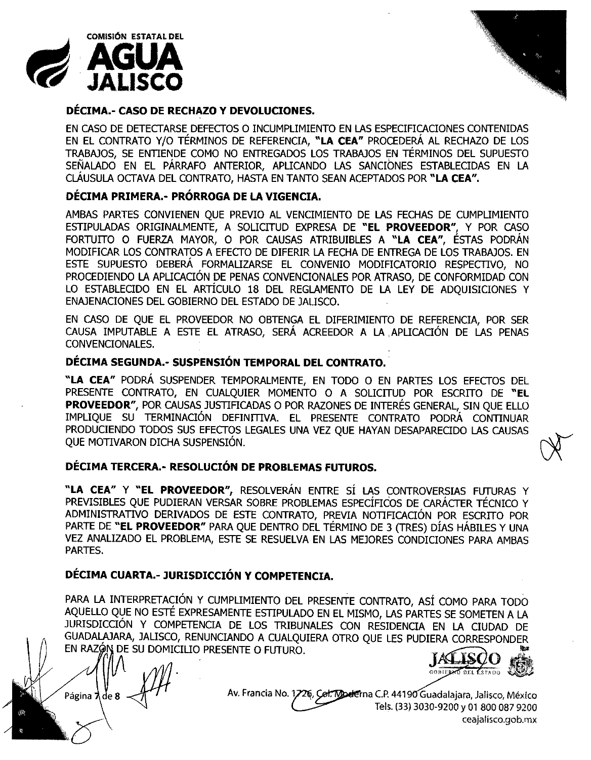## DÉCIMA.- CASO DE RECHAZO Y DEVOLUCIONES.

EN CASO DE DETECTARSE DEFECTOS O INCUMPLIMIENTO EN LAS ESPECIFICACIONES CONTENIDAS EN EL CONTRATO Y/O TÉRMINOS DE REFERENCIA, **"LA CEA"** PROCEDERÁ AL RECHAZO DE LOS TRABAJOS, SE ENTIENDE COMO NO ENTREGADOS LOS TRABAJOS EN TÉRMINOS DEL SUPUESTO SEÑALADO EN EL PÁRRAFO ANTERIOR, APLICANDO LAS SANCIONES ESTABLECIDAS EN LA CLÁUSULA OCTAVA DEL CONTRATO, HASTA EN TANTO SEAN ACEPTADOS POR **"LA CEA".**

## DÉCIMA PRIMERA.- PRÓRROGA DE LA VIGENCIA.

AMBAS PARTES CONVIENEN QUE PREVIO AL VENCIMIENTO DE LAS FECHAS DE CUMPLIMIENTO ESTIPULADAS ORIGINALMENTE, A SOLICITUD EXPRESA DE **"EL PROVEEDOR"**, Y POR CASO FORTUITO O FUERZA MAYOR, O POR CAUSAS ATRIBUIBLES A **"LA CEA"**, ÉSTAS PODRÁN MODIFICAR LOS CONTRATOS A EFECTO DE DIFERIR LA FECHA DE ENTREGA DE LOS TRABAJOS. EN ESTE SUPUESTO DEBERÁ FORMALIZARSE EL CONVENIO MODIFICATORIO RESPECTIVO, NO PROCEDIENDO LA APLICACIÓN DE PENAS CONVENCIONALES POR ATRASO, DE CONFORMIDAD CON LO ESTABLECIDO EN EL ARTÍCULO 18 DEL REGLAMENTO DE LA LEY DE ADQUISICIONES Y ENAJENACIONES DEL GOBIERNO DEL ESTADO DE JALISCO.

EN CASO DE QUE EL PROVEEDOR NO OBTENGA EL DIFERIMIENTO DE REFERENCIA, POR SER CAUSA IMPUTABLE A ESTE EL ATRASO, SERÁ ACREEDOR A LA APLICACIÓN DE LAS PENAS CONVENCIONALES.

## DÉCIMA SEGUNDA.- SUSPENSIÓN TEMPORAL DEL CONTRATO.

**"LA CEA"** PODRÁ SUSPENDER TEMPORALMENTE, EN TODO O EN PARTES LOS EFECTOS DEL PRESENTE CONTRATO, EN CUALQUIER MOMENTO O A SOLICITUD POR ESCRITO DE **"EL PROVEEDOR"**, POR CAUSAS JUSTIFICADAS O POR RAZONES DE INTERÉS GENERAL, SIN QUE ELLO IMPLIQUE SU TERMINACIÓN DEFINITIVA. EL PRESENTE CONTRATO PODRÁ CONTINUAR PRODUCIENDO TODOS SUS EFECTOS LEGALES UNA VEZ QUE HAYAN DESAPARECIDO LAS CAUSAS QUE MOTIVARON DICHA SUSPENSIÓN.

## DÉCIMA TERCERA.- RESOLUCIÓN DE PROBLEMAS FUTUROS.

**"LA CEA"** Y **"EL PROVEEDOR"**, RESOLVERÁN ENTRE SÍ LAS CONTROVERSIAS FUTURAS Y PREVISIBLES QUE PUDIERAN VERSAR SOBRE PROBLEMAS ESPECÍFICOS DE CARÁCTER TÉCNICO Y ADMINISTRATIVO DERIVADOS DE ESTE CONTRATO, PREVIA NOTIFICACIÓN POR ESCRITO POR PARTE DE **"EL PROVEEDOR"** PARA QUE DENTRO DEL TÉRMINO DE 3 (TRES) DÍAS HÁBILES Y UNA VEZ ANALIZADO EL PROBLEMA, ESTE SE RESUELVA EN LAS MEJORES CONDICIONES PARA AMBAS PARTES.

## DÉCIMA CUARTA.- JURISDICCIÓN Y COMPETENCIA.

PARA LA INTERPRETACIÓN Y CUMPLIMIENTO DEL PRESENTE CONTRATO, ASÍ COMO PARA TODO AQUELLO QUE NO ESTÉ EXPRESAMENTE ESTIPULADO EN EL MISMO, LAS PARTES SE SOMETEN A LA JURISDICCIÓN Y COMPETENCIA DE LOS TRIBUNALES CON RESIDENCIA EN LA CIUDAD DE GUADALAJARA, JALISCO, RENUNCIANDO A CUALQUIERA OTRO QUE LES PUDIERA CORRESPONDER EN RAZÓN DE SU DOMICILIO PRESENTE O FUTURO.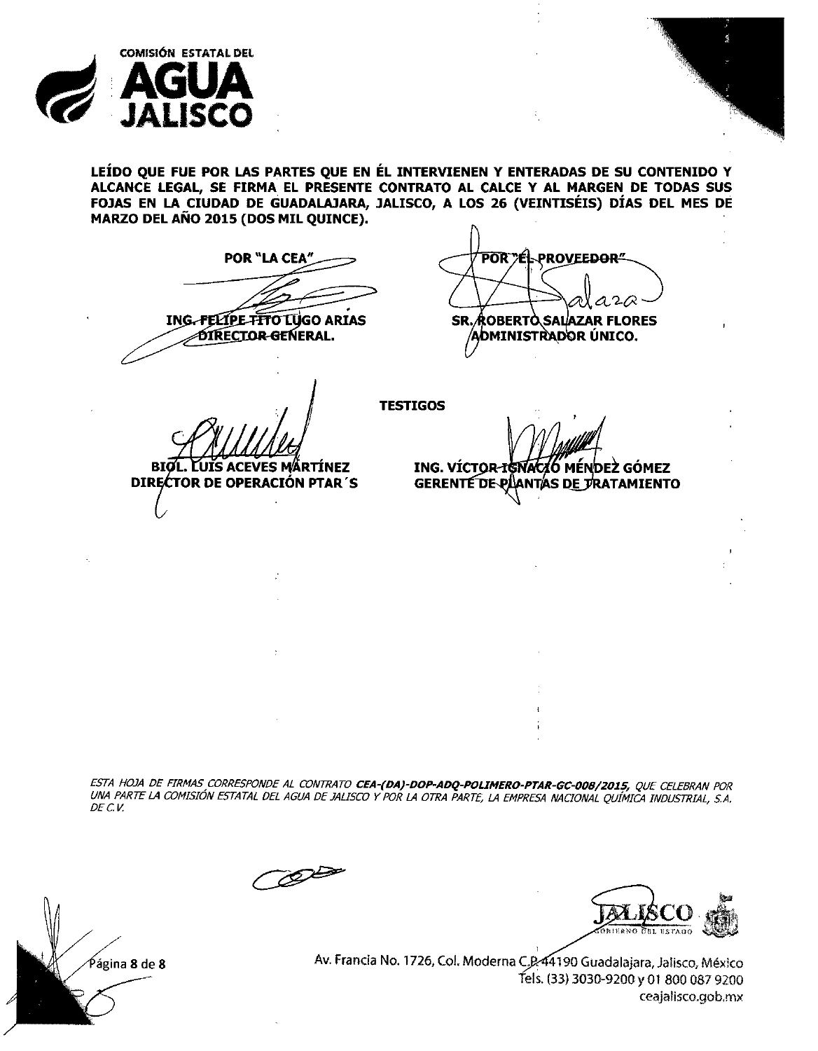**COMISIÓN ESTATAL DEL AGUA JALISCO**

**LEÍDO QUE FUE POR LAS PARTES QUE EN ÉL INTERVIENEN Y ENTERADAS DE SU CONTENIDO Y ALCANCE LEGAL, SE FIRMA EL PRESENTE CONTRATO AL CALCE Y AL MARGEN DE TODAS SUS FOJAS EN LA CIUDAD DE GUADALAJARA, JALISCO, A LOS 26 (VEINTISÉIS) DÍAS DEL MES DE MARZO DEL AÑO 2015 (DOS MIL QUINCE).**

| | |
|---|---|
| **POR "LA CEA"** | **POR "EL PROVEEDOR"** |
| **ING. FELIPE TITO LUGO ARIAS** | **SR. ROBERTO SALAZAR FLORES** |
| **DIRECTOR GENERAL.** | **ADMINISTRADOR ÚNICO.** |

**TESTIGOS**

| | |
|---|---|
| **BIOL. LUIS ACEVES MARTÍNEZ** | **ING. VÍCTOR IGNACIO MÉNDEZ GÓMEZ** |
| **DIRECTOR DE OPERACIÓN PTAR´S** | **GERENTE DE PLANTAS DE TRATAMIENTO** |

*ESTA HOJA DE FIRMAS CORRESPONDE AL CONTRATO **CEA-(DA)-DOP-ADQ-POLIMERO-PTAR-GC-008/2015**, QUE CELEBRAN POR UNA PARTE LA COMISIÓN ESTATAL DEL AGUA DE JALISCO Y POR LA OTRA PARTE, LA EMPRESA NACIONAL QUÍMICA INDUSTRIAL, S.A. DE C.V.*

JALISCO GOBIERNO DEL ESTADO

Av. Francia No. 1726, Col. Moderna C.P. 44190 Guadalajara, Jalisco, México
Tels. (33) 3030-9200 y 01 800 087 9200
ceajalisco.gob.mx